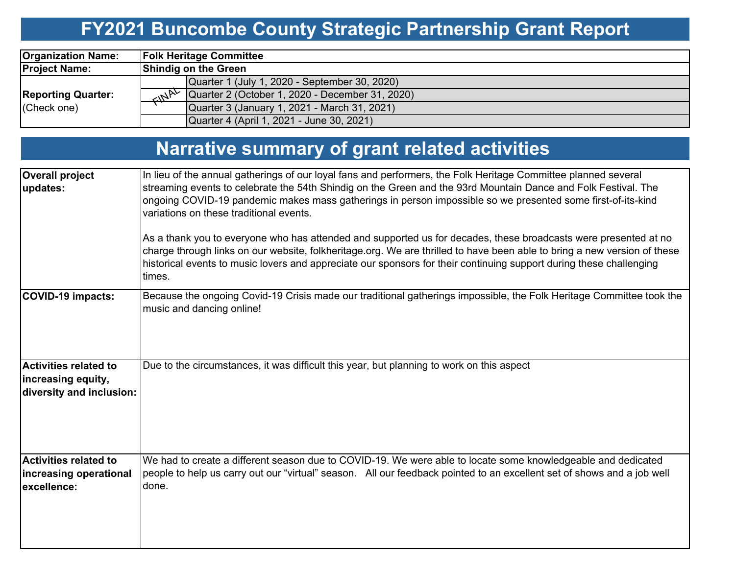# FY2021 Buncombe County Strategic Partnership Grant Report

| | | |
|---|---|---|
| **Organization Name:** | **Folk Heritage Committee** | |
| **Project Name:** | **Shindig on the Green** | |
| **Reporting Quarter:** (Check one) | | Quarter 1 (July 1, 2020 - September 30, 2020) |
| | FINAL | Quarter 2 (October 1, 2020 - December 31, 2020) |
| | | Quarter 3 (January 1, 2021 - March 31, 2021) |
| | | Quarter 4 (April 1, 2021 - June 30, 2021) |

# Narrative summary of grant related activities

| | |
|---|---|
| **Overall project updates:** | In lieu of the annual gatherings of our loyal fans and performers, the Folk Heritage Committee planned several streaming events to celebrate the 54th Shindig on the Green and the 93rd Mountain Dance and Folk Festival. The ongoing COVID-19 pandemic makes mass gatherings in person impossible so we presented some first-of-its-kind variations on these traditional events.<br><br>As a thank you to everyone who has attended and supported us for decades, these broadcasts were presented at no charge through links on our website, folkheritage.org. We are thrilled to have been able to bring a new version of these historical events to music lovers and appreciate our sponsors for their continuing support during these challenging times. |
| **COVID-19 impacts:** | Because the ongoing Covid-19 Crisis made our traditional gatherings impossible, the Folk Heritage Committee took the music and dancing online! |
| **Activities related to increasing equity, diversity and inclusion:** | Due to the circumstances, it was difficult this year, but planning to work on this aspect |
| **Activities related to increasing operational excellence:** | We had to create a different season due to COVID-19. We were able to locate some knowledgeable and dedicated people to help us carry out our "virtual" season. All our feedback pointed to an excellent set of shows and a job well done. |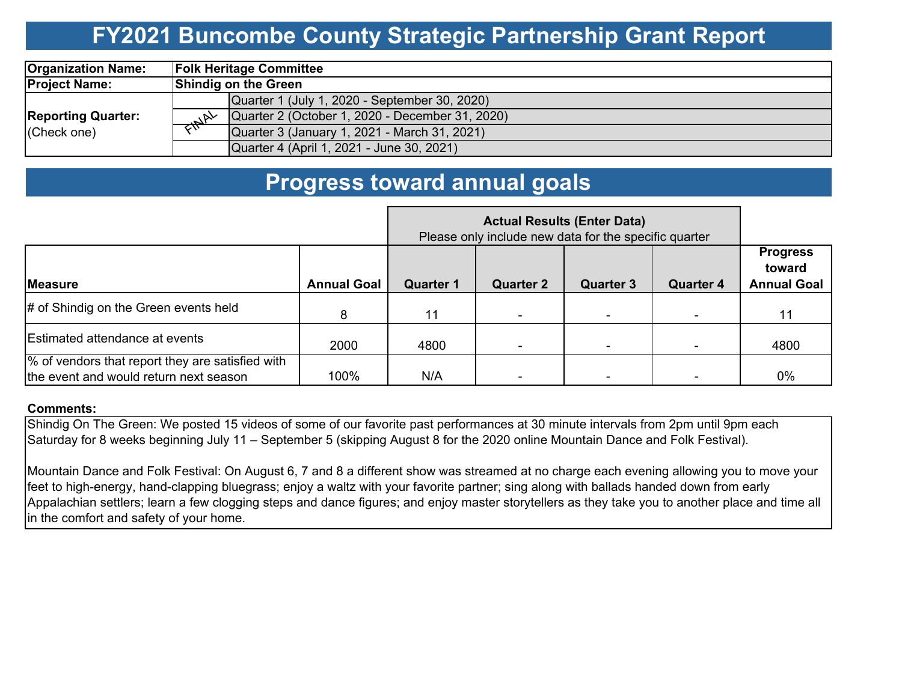# FY2021 Buncombe County Strategic Partnership Grant Report

| | | |
|---|---|---|
| **Organization Name:** | **Folk Heritage Committee** | |
| **Project Name:** | **Shindig on the Green** | |
| **Reporting Quarter:** (Check one) | | Quarter 1 (July 1, 2020 - September 30, 2020) |
| | FINAL | Quarter 2 (October 1, 2020 - December 31, 2020) |
| | | Quarter 3 (January 1, 2021 - March 31, 2021) |
| | | Quarter 4 (April 1, 2021 - June 30, 2021) |

# Progress toward annual goals

| | | **Actual Results (Enter Data)** Please only include new data for the specific quarter | | | | |
|---|---|---|---|---|---|---|
| **Measure** | **Annual Goal** | **Quarter 1** | **Quarter 2** | **Quarter 3** | **Quarter 4** | **Progress toward Annual Goal** |
| # of Shindig on the Green events held | 8 | 11 | - | - | - | 11 |
| Estimated attendance at events | 2000 | 4800 | - | - | - | 4800 |
| % of vendors that report they are satisfied with the event and would return next season | 100% | N/A | - | - | - | 0% |

**Comments:**

Shindig On The Green: We posted 15 videos of some of our favorite past performances at 30 minute intervals from 2pm until 9pm each Saturday for 8 weeks beginning July 11 – September 5 (skipping August 8 for the 2020 online Mountain Dance and Folk Festival).

Mountain Dance and Folk Festival: On August 6, 7 and 8 a different show was streamed at no charge each evening allowing you to move your feet to high-energy, hand-clapping bluegrass; enjoy a waltz with your favorite partner; sing along with ballads handed down from early Appalachian settlers; learn a few clogging steps and dance figures; and enjoy master storytellers as they take you to another place and time all in the comfort and safety of your home.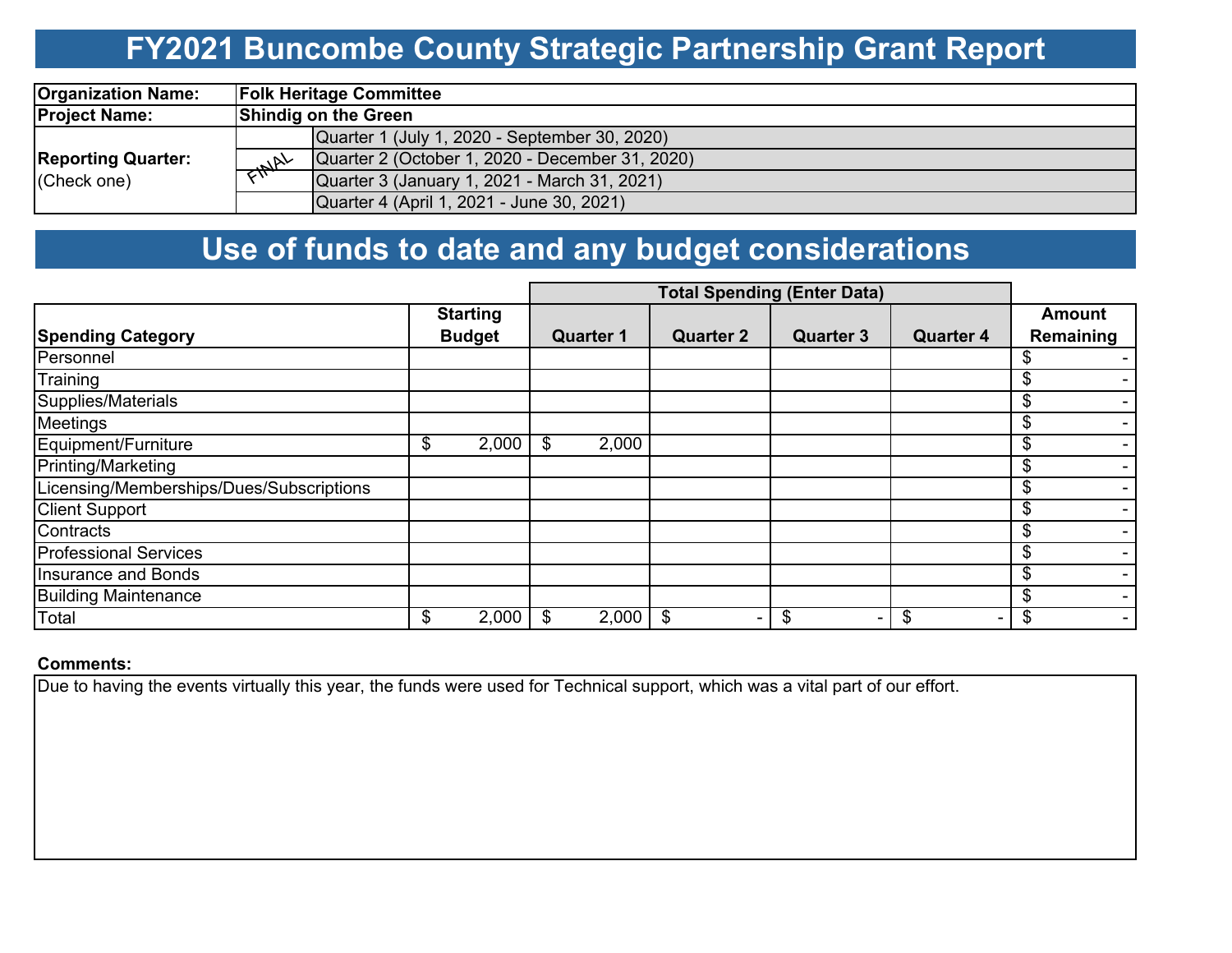# FY2021 Buncombe County Strategic Partnership Grant Report

| | | |
|---|---|---|
| **Organization Name:** | **Folk Heritage Committee** | |
| **Project Name:** | **Shindig on the Green** | |
| **Reporting Quarter:** (Check one) | | Quarter 1 (July 1, 2020 - September 30, 2020) |
| | FINAL | Quarter 2 (October 1, 2020 - December 31, 2020) |
| | | Quarter 3 (January 1, 2021 - March 31, 2021) |
| | | Quarter 4 (April 1, 2021 - June 30, 2021) |

# Use of funds to date and any budget considerations

| Spending Category | Starting Budget | Total Spending (Enter Data) Quarter 1 | Quarter 2 | Quarter 3 | Quarter 4 | Amount Remaining |
|---|---|---|---|---|---|---|
| Personnel | | | | | | $ - |
| Training | | | | | | $ - |
| Supplies/Materials | | | | | | $ - |
| Meetings | | | | | | $ - |
| Equipment/Furniture | $ 2,000 | $ 2,000 | | | | $ - |
| Printing/Marketing | | | | | | $ - |
| Licensing/Memberships/Dues/Subscriptions | | | | | | $ - |
| Client Support | | | | | | $ - |
| Contracts | | | | | | $ - |
| Professional Services | | | | | | $ - |
| Insurance and Bonds | | | | | | $ - |
| Building Maintenance | | | | | | $ - |
| Total | $ 2,000 | $ 2,000 | $ - | $ - | $ - | $ - |

**Comments:**

Due to having the events virtually this year, the funds were used for Technical support, which was a vital part of our effort.